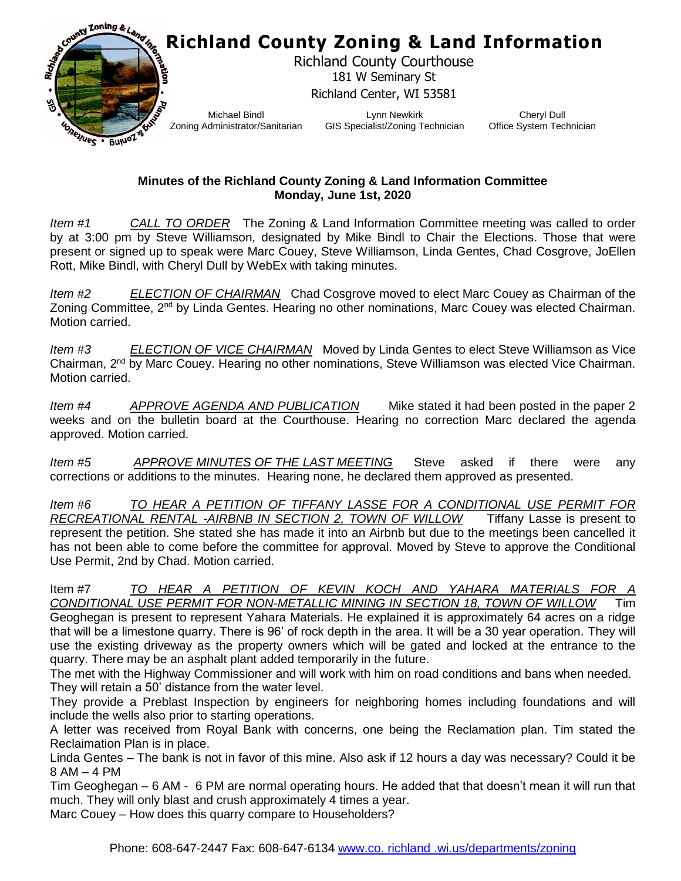# Richland County Zoning & Land Information

Richland County Courthouse
181 W Seminary St
Richland Center, WI 53581

Michael Bindl
Zoning Administrator/Sanitarian

Lynn Newkirk
GIS Specialist/Zoning Technician

Cheryl Dull
Office System Technician

**Minues of the Richland County Zoning & Land Information Committee**
**Monday, June 1st, 2020**

*Item #1* *CALL TO ORDER* The Zoning & Land Information Committee meeting was called to order by at 3:00 pm by Steve Williamson, designated by Mike Bindl to Chair the Elections. Those that were present or signed up to speak were Marc Couey, Steve Williamson, Linda Gentes, Chad Cosgrove, JoEllen Rott, Mike Bindl, with Cheryl Dull by WebEx with taking minutes.

*Item #2* *ELECTION OF CHAIRMAN* Chad Cosgrove moved to elect Marc Couey as Chairman of the Zoning Committee, 2nd by Linda Gentes. Hearing no other nominations, Marc Couey was elected Chairman. Motion carried.

*Item #3* *ELECTION OF VICE CHAIRMAN* Moved by Linda Gentes to elect Steve Williamson as Vice Chairman, 2nd by Marc Couey. Hearing no other nominations, Steve Williamson was elected Vice Chairman. Motion carried.

*Item #4* *APPROVE AGENDA AND PUBLICATION* Mike stated it had been posted in the paper 2 weeks and on the bulletin board at the Courthouse. Hearing no correction Marc declared the agenda approved. Motion carried.

*Item #5* *APPROVE MINUTES OF THE LAST MEETING* Steve asked if there were any corrections or additions to the minutes. Hearing none, he declared them approved as presented.

*Item #6* *TO HEAR A PETITION OF TIFFANY LASSE FOR A CONDITIONAL USE PERMIT FOR RECREATIONAL RENTAL -AIRBNB IN SECTION 2, TOWN OF WILLOW* Tiffany Lasse is present to represent the petition. She stated she has made it into an Airbnb but due to the meetings been cancelled it has not been able to come before the committee for approval. Moved by Steve to approve the Conditional Use Permit, 2nd by Chad. Motion carried.

Item #7 *TO HEAR A PETITION OF KEVIN KOCH AND YAHARA MATERIALS FOR A CONDITIONAL USE PERMIT FOR NON-METALLIC MINING IN SECTION 18, TOWN OF WILLOW* Tim Geoghegan is present to represent Yahara Materials. He explained it is approximately 64 acres on a ridge that will be a limestone quarry. There is 96' of rock depth in the area. It will be a 30 year operation. They will use the existing driveway as the property owners which will be gated and locked at the entrance to the quarry. There may be an asphalt plant added temporarily in the future.

The met with the Highway Commissioner and will work with him on road conditions and bans when needed. They will retain a 50' distance from the water level.

They provide a Preblast Inspection by engineers for neighboring homes including foundations and will include the wells also prior to starting operations.

A letter was received from Royal Bank with concerns, one being the Reclamation plan. Tim stated the Reclaimation Plan is in place.

Linda Gentes – The bank is not in favor of this mine. Also ask if 12 hours a day was necessary? Could it be 8 AM – 4 PM

Tim Geoghegan – 6 AM - 6 PM are normal operating hours. He added that that doesn't mean it will run that much. They will only blast and crush approximately 4 times a year.

Marc Couey – How does this quarry compare to Householders?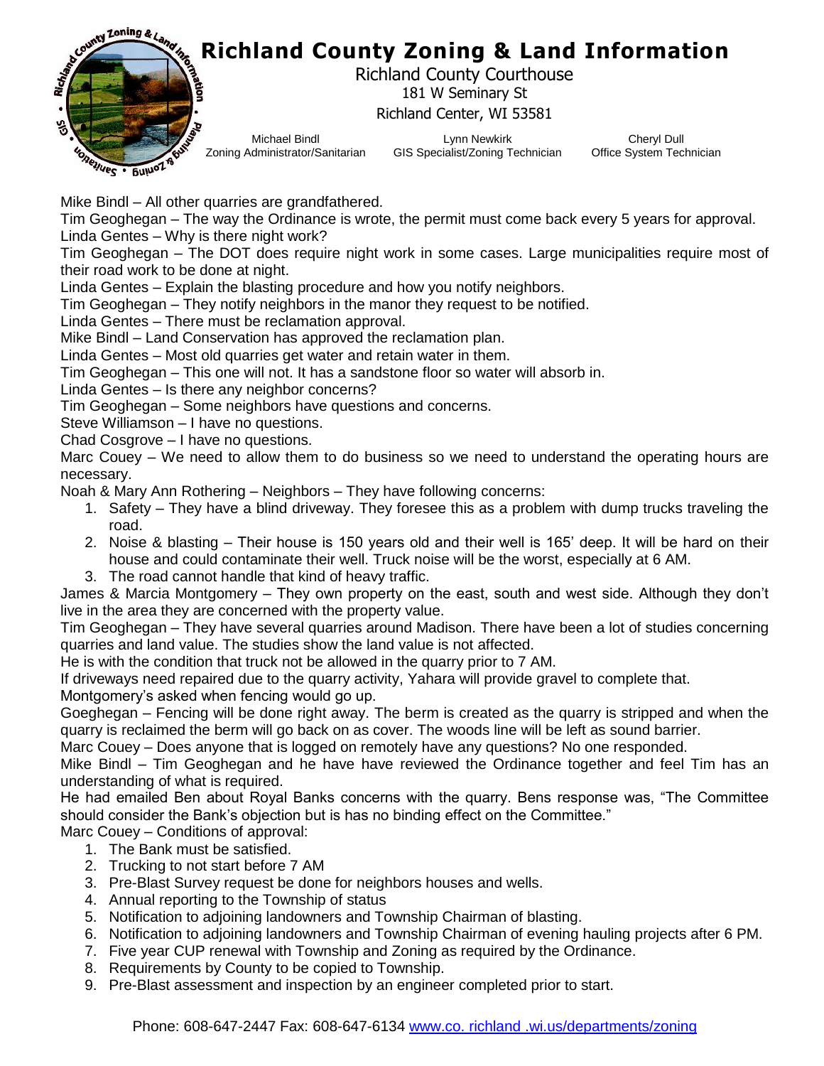Mike Bindl – All other quarries are grandfathered.

Tim Geoghegan – The way the Ordinance is wrote, the permit must come back every 5 years for approval.

Linda Gentes – Why is there night work?

Tim Geoghegan – The DOT does require night work in some cases. Large municipalities require most of their road work to be done at night.

Linda Gentes – Explain the blasting procedure and how you notify neighbors.

Tim Geoghegan – They notify neighbors in the manor they request to be notified.

Linda Gentes – There must be reclamation approval.

Mike Bindl – Land Conservation has approved the reclamation plan.

Linda Gentes – Most old quarries get water and retain water in them.

Tim Geoghegan – This one will not. It has a sandstone floor so water will absorb in.

Linda Gentes – Is there any neighbor concerns?

Tim Geoghegan – Some neighbors have questions and concerns.

Steve Williamson – I have no questions.

Chad Cosgrove – I have no questions.

Marc Couey – We need to allow them to do business so we need to understand the operating hours are necessary.

Noah & Mary Ann Rothering – Neighbors – They have following concerns:

1. Safety – They have a blind driveway. They foresee this as a problem with dump trucks traveling the road.
2. Noise & blasting – Their house is 150 years old and their well is 165' deep. It will be hard on their house and could contaminate their well. Truck noise will be the worst, especially at 6 AM.
3. The road cannot handle that kind of heavy traffic.

James & Marcia Montgomery – They own property on the east, south and west side. Although they don't live in the area they are concerned with the property value.

Tim Geoghegan – They have several quarries around Madison. There have been a lot of studies concerning quarries and land value. The studies show the land value is not affected.

He is with the condition that truck not be allowed in the quarry prior to 7 AM.

If driveways need repaired due to the quarry activity, Yahara will provide gravel to complete that.

Montgomery's asked when fencing would go up.

Goeghegan – Fencing will be done right away. The berm is created as the quarry is stripped and when the quarry is reclaimed the berm will go back on as cover. The woods line will be left as sound barrier.

Marc Couey – Does anyone that is logged on remotely have any questions? No one responded.

Mike Bindl – Tim Geoghegan and he have have reviewed the Ordinance together and feel Tim has an understanding of what is required.

He had emailed Ben about Royal Banks concerns with the quarry. Bens response was, "The Committee should consider the Bank's objection but is has no binding effect on the Committee."

Marc Couey – Conditions of approval:

1. The Bank must be satisfied.
2. Trucking to not start before 7 AM
3. Pre-Blast Survey request be done for neighbors houses and wells.
4. Annual reporting to the Township of status
5. Notification to adjoining landowners and Township Chairman of blasting.
6. Notification to adjoining landowners and Township Chairman of evening hauling projects after 6 PM.
7. Five year CUP renewal with Township and Zoning as required by the Ordinance.
8. Requirements by County to be copied to Township.
9. Pre-Blast assessment and inspection by an engineer completed prior to start.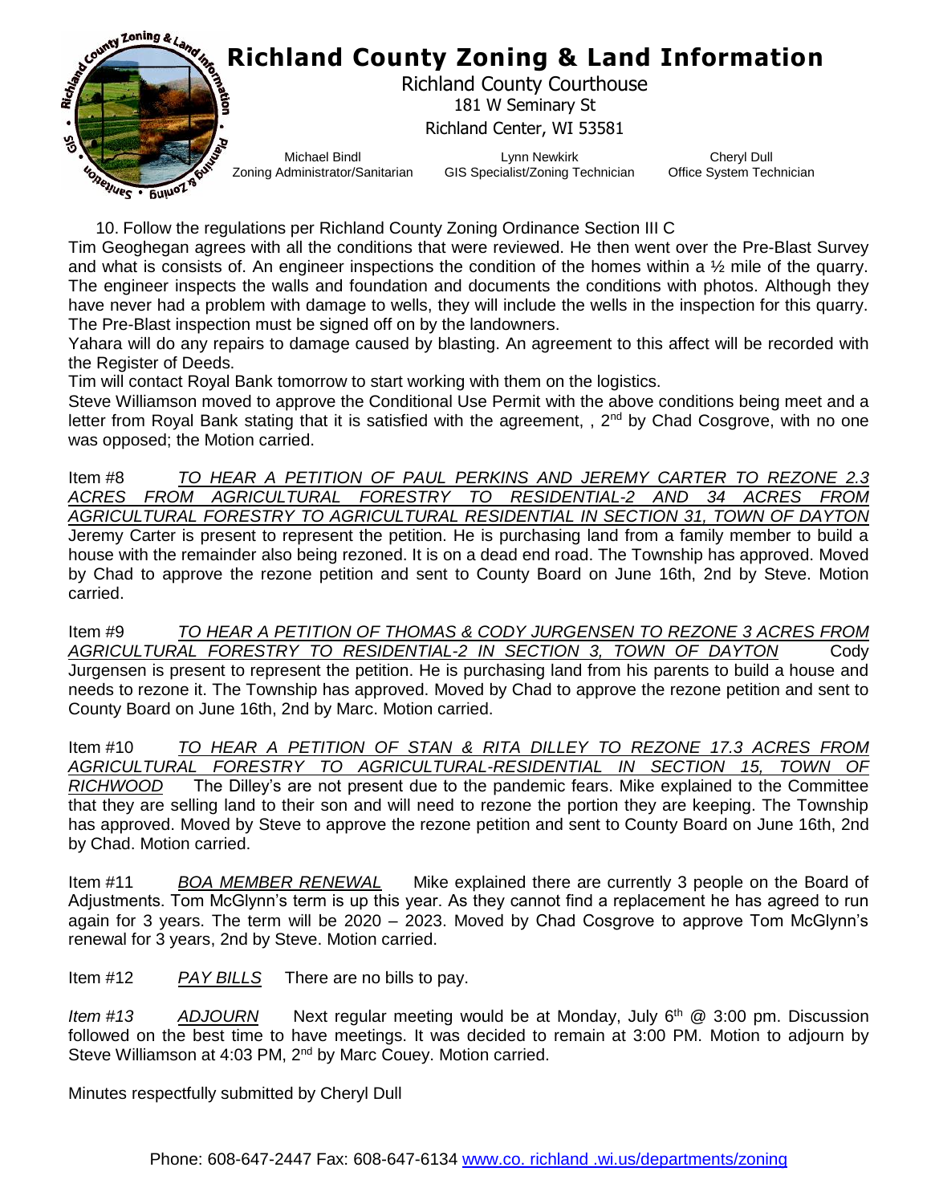# Richland County Zoning & Land Information

Richland County Courthouse
181 W Seminary St
Richland Center, WI 53581

Michael Bindl — Zoning Administrator/Sanitarian
Lynn Newkirk — GIS Specialist/Zoning Technician
Cheryl Dull — Office System Technician

10. Follow the regulations per Richland County Zoning Ordinance Section III C

Tim Geoghegan agrees with all the conditions that were reviewed. He then went over the Pre-Blast Survey and what is consists of. An engineer inspections the condition of the homes within a ½ mile of the quarry. The engineer inspects the walls and foundation and documents the conditions with photos. Although they have never had a problem with damage to wells, they will include the wells in the inspection for this quarry. The Pre-Blast inspection must be signed off on by the landowners.

Yahara will do any repairs to damage caused by blasting. An agreement to this affect will be recorded with the Register of Deeds.

Tim will contact Royal Bank tomorrow to start working with them on the logistics.

Steve Williamson moved to approve the Conditional Use Permit with the above conditions being meet and a letter from Royal Bank stating that it is satisfied with the agreement, , 2nd by Chad Cosgrove, with no one was opposed; the Motion carried.

Item #8 *TO HEAR A PETITION OF PAUL PERKINS AND JEREMY CARTER TO REZONE 2.3 ACRES FROM AGRICULTURAL FORESTRY TO RESIDENTIAL-2 AND 34 ACRES FROM AGRICULTURAL FORESTRY TO AGRICULTURAL RESIDENTIAL IN SECTION 31, TOWN OF DAYTON* Jeremy Carter is present to represent the petition. He is purchasing land from a family member to build a house with the remainder also being rezoned. It is on a dead end road. The Township has approved. Moved by Chad to approve the rezone petition and sent to County Board on June 16th, 2nd by Steve. Motion carried.

Item #9 *TO HEAR A PETITION OF THOMAS & CODY JURGENSEN TO REZONE 3 ACRES FROM AGRICULTURAL FORESTRY TO RESIDENTIAL-2 IN SECTION 3, TOWN OF DAYTON* Cody Jurgensen is present to represent the petition. He is purchasing land from his parents to build a house and needs to rezone it. The Township has approved. Moved by Chad to approve the rezone petition and sent to County Board on June 16th, 2nd by Marc. Motion carried.

Item #10 *TO HEAR A PETITION OF STAN & RITA DILLEY TO REZONE 17.3 ACRES FROM AGRICULTURAL FORESTRY TO AGRICULTURAL-RESIDENTIAL IN SECTION 15, TOWN OF RICHWOOD* The Dilley's are not present due to the pandemic fears. Mike explained to the Committee that they are selling land to their son and will need to rezone the portion they are keeping. The Township has approved. Moved by Steve to approve the rezone petition and sent to County Board on June 16th, 2nd by Chad. Motion carried.

Item #11 *BOA MEMBER RENEWAL* Mike explained there are currently 3 people on the Board of Adjustments. Tom McGlynn's term is up this year. As they cannot find a replacement he has agreed to run again for 3 years. The term will be 2020 – 2023. Moved by Chad Cosgrove to approve Tom McGlynn's renewal for 3 years, 2nd by Steve. Motion carried.

Item #12 *PAY BILLS* There are no bills to pay.

*Item #13* *ADJOURN* Next regular meeting would be at Monday, July 6th @ 3:00 pm. Discussion followed on the best time to have meetings. It was decided to remain at 3:00 PM. Motion to adjourn by Steve Williamson at 4:03 PM, 2nd by Marc Couey. Motion carried.

Minutes respectfully submitted by Cheryl Dull